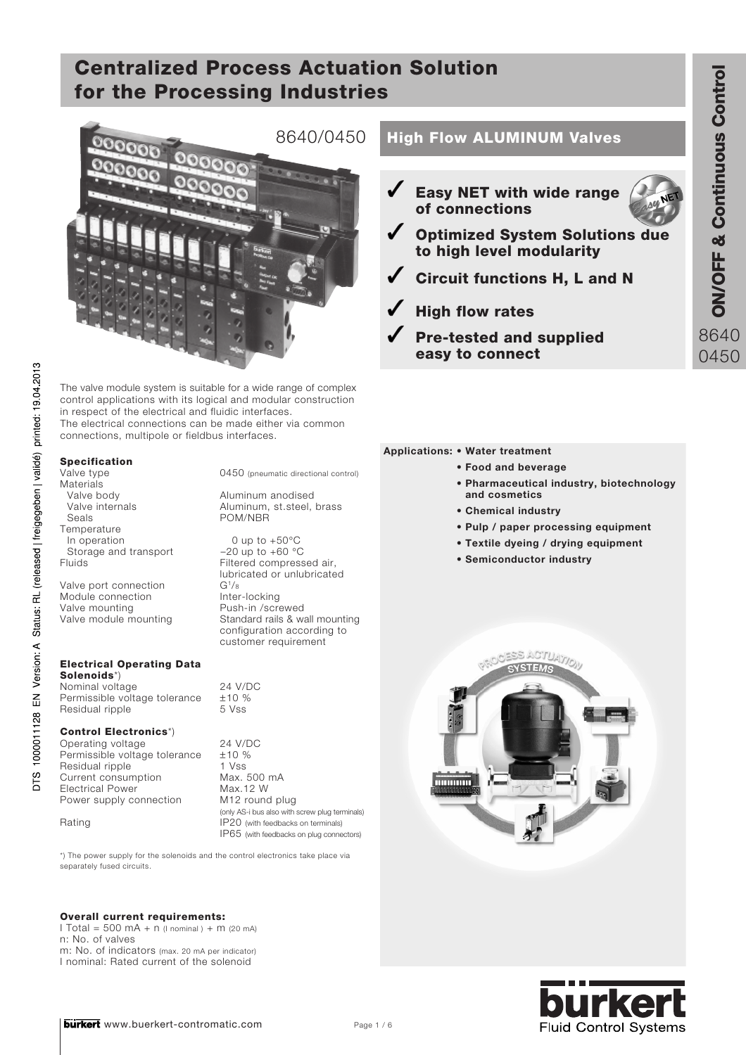# Centralized Process Actuation Solution for the Processing Industries

8640/0450

## High Flow ALUMINUM Valves

- ✓ **Easy NET with wide range of connections**
- ✓ **Optimized System Solutions due to high level modularity**
- ✓ **Circuit functions H, L and N**
- ✓ **High flow rates**
- ✓ **Pre-tested and supplied easy to connect**

**ON/OFF & Continuous Control**

8640
0450

The valve module system is suitable for a wide range of complex control applications with its logical and modular construction in respect of the electrical and fluidic interfaces.
The electrical connections can be made either via common connections, multipole or fieldbus interfaces.

**Applications:**
- **Water treatment**
- **Food and beverage**
- **Pharmaceutical industry, biotechnology and cosmetics**
- **Chemical industry**
- **Pulp / paper processing equipment**
- **Textile dyeing / drying equipment**
- **Semiconductor industry**

### Specification

| | |
|---|---|
| Valve type | 0450 (pneumatic directional control) |
| Materials | |
| Valve body | Aluminum anodised |
| Valve internals | Aluminum, st.steel, brass |
| Seals | POM/NBR |
| Temperature | |
| In operation | 0 up to +50°C |
| Storage and transport | −20 up to +60 °C |
| Fluids | Filtered compressed air, lubricated or unlubricated |
| Valve port connection | G1/8 |
| Module connection | Inter-locking |
| Valve mounting | Push-in /screwed |
| Valve module mounting | Standard rails & wall mounting configuration according to customer requirement |

### Electrical Operating Data

**Solenoids**\*)

| | |
|---|---|
| Nominal voltage | 24 V/DC |
| Permissible voltage tolerance | ±10 % |
| Residual ripple | 5 Vss |

**Control Electronics**\*)

| | |
|---|---|
| Operating voltage | 24 V/DC |
| Permissible voltage tolerance | ±10 % |
| Residual ripple | 1 Vss |
| Current consumption | Max. 500 mA |
| Electrical Power | Max.12 W |
| Power supply connection | M12 round plug (only AS-i bus also with screw plug terminals) |
| Rating | IP20 (with feedbacks on terminals) IP65 (with feedbacks on plug connectors) |

\*) The power supply for the solenoids and the control electronics take place via separately fused circuits.

**Overall current requirements:**

I Total = 500 mA + n (I nominal) + m (20 mA)
n: No. of valves
m: No. of indicators (max. 20 mA per indicator)
I nominal: Rated current of the solenoid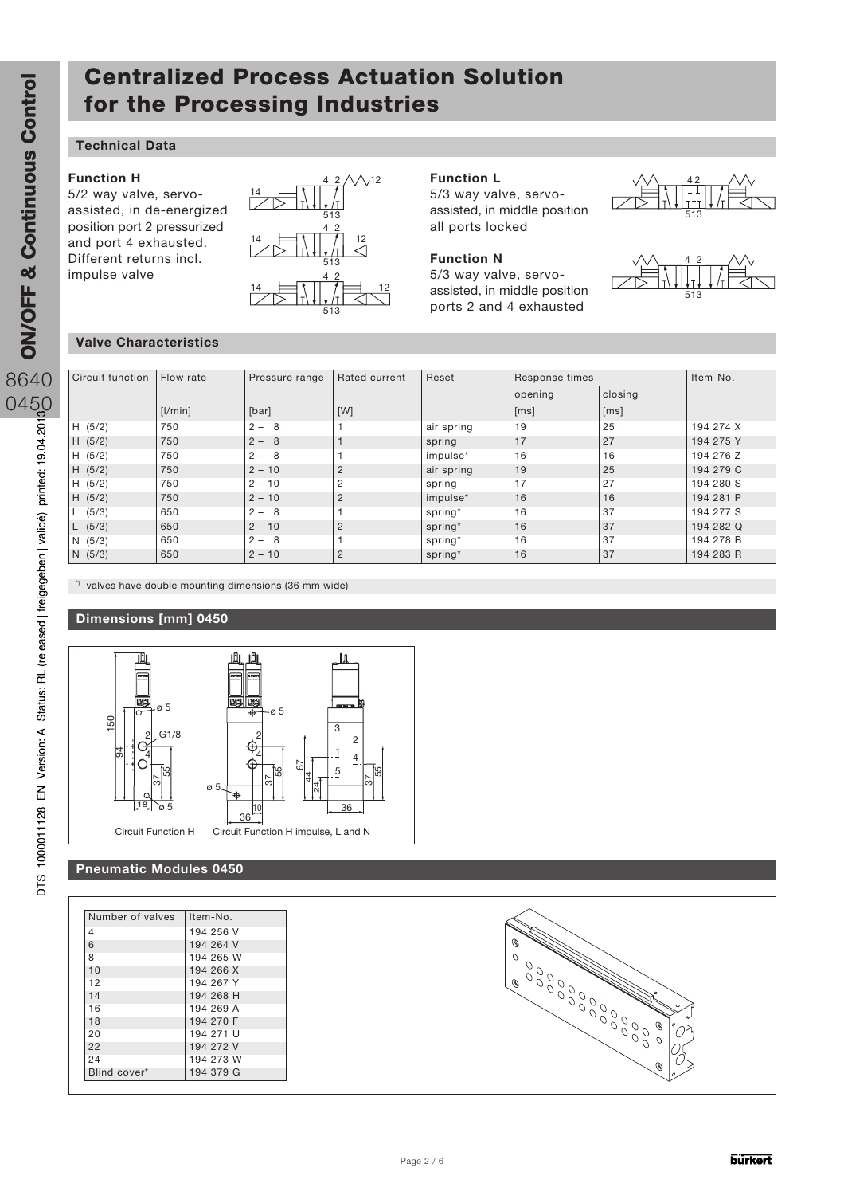# Centralized Process Actuation Solution for the Processing Industries

## Technical Data

**Function H**
5/2 way valve, servo-assisted, in de-energized position port 2 pressurized and port 4 exhausted. Different returns incl. impulse valve

**Function L**
5/3 way valve, servo-assisted, in middle position all ports locked

**Function N**
5/3 way valve, servo-assisted, in middle position ports 2 and 4 exhausted

## Valve Characteristics

| Circuit function | Flow rate | Pressure range | Rated current | Reset | Response times | | Item-No. |
|---|---|---|---|---|---|---|---|
| | | | | | opening | closing | |
| | [l/min] | [bar] | [W] | | [ms] | [ms] | |
| H (5/2) | 750 | 2 – 8 | 1 | air spring | 19 | 25 | 194 274 X |
| H (5/2) | 750 | 2 – 8 | 1 | spring | 17 | 27 | 194 275 Y |
| H (5/2) | 750 | 2 – 8 | 1 | impulse* | 16 | 16 | 194 276 Z |
| H (5/2) | 750 | 2 – 10 | 2 | air spring | 19 | 25 | 194 279 C |
| H (5/2) | 750 | 2 – 10 | 2 | spring | 17 | 27 | 194 280 S |
| H (5/2) | 750 | 2 – 10 | 2 | impulse* | 16 | 16 | 194 281 P |
| L (5/3) | 650 | 2 – 8 | 1 | spring* | 16 | 37 | 194 277 S |
| L (5/3) | 650 | 2 – 10 | 2 | spring* | 16 | 37 | 194 282 Q |
| N (5/3) | 650 | 2 – 8 | 1 | spring* | 16 | 37 | 194 278 B |
| N (5/3) | 650 | 2 – 10 | 2 | spring* | 16 | 37 | 194 283 R |

*) valves have double mounting dimensions (36 mm wide)

## Dimensions [mm] 0450

Circuit Function H    Circuit Function H impulse, L and N

## Pneumatic Modules 0450

| Number of valves | Item-No. |
|---|---|
| 4 | 194 256 V |
| 6 | 194 264 V |
| 8 | 194 265 W |
| 10 | 194 266 X |
| 12 | 194 267 Y |
| 14 | 194 268 H |
| 16 | 194 269 A |
| 18 | 194 270 F |
| 20 | 194 271 U |
| 22 | 194 272 V |
| 24 | 194 273 W |
| Blind cover* | 194 379 G |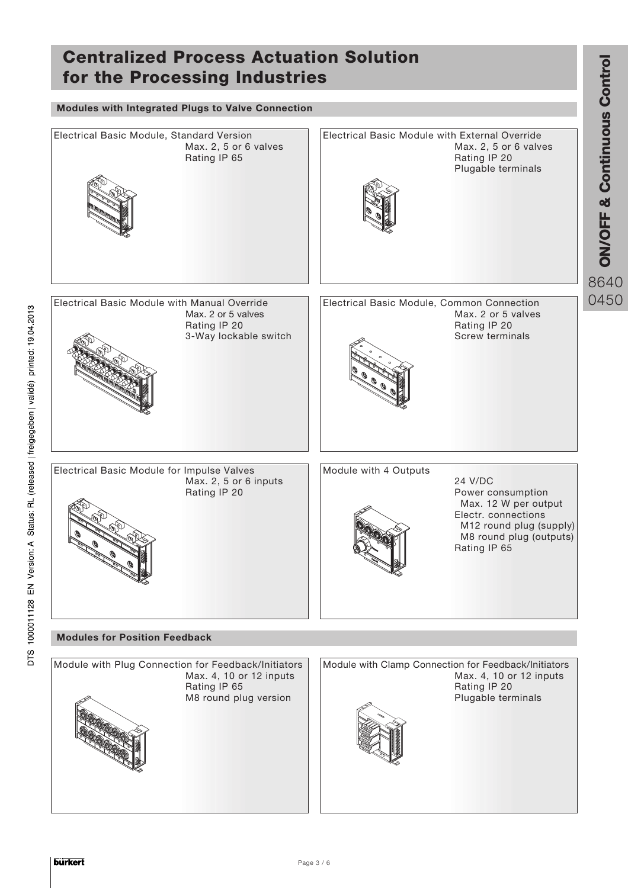# Centralized Process Actuation Solution for the Processing Industries

## Modules with Integrated Plugs to Valve Connection

**Electrical Basic Module, Standard Version**
- Max. 2, 5 or 6 valves
- Rating IP 65

**Electrical Basic Module with External Override**
- Max. 2, 5 or 6 valves
- Rating IP 20
- Plugable terminals

**Electrical Basic Module with Manual Override**
- Max. 2 or 5 valves
- Rating IP 20
- 3-Way lockable switch

**Electrical Basic Module, Common Connection**
- Max. 2 or 5 valves
- Rating IP 20
- Screw terminals

**Electrical Basic Module for Impulse Valves**
- Max. 2, 5 or 6 inputs
- Rating IP 20

**Module with 4 Outputs**
- 24 V/DC
- Power consumption
  - Max. 12 W per output
- Electr. connections
  - M12 round plug (supply)
  - M8 round plug (outputs)
- Rating IP 65

## Modules for Position Feedback

**Module with Plug Connection for Feedback/Initiators**
- Max. 4, 10 or 12 inputs
- Rating IP 65
- M8 round plug version

**Module with Clamp Connection for Feedback/Initiators**
- Max. 4, 10 or 12 inputs
- Rating IP 20
- Plugable terminals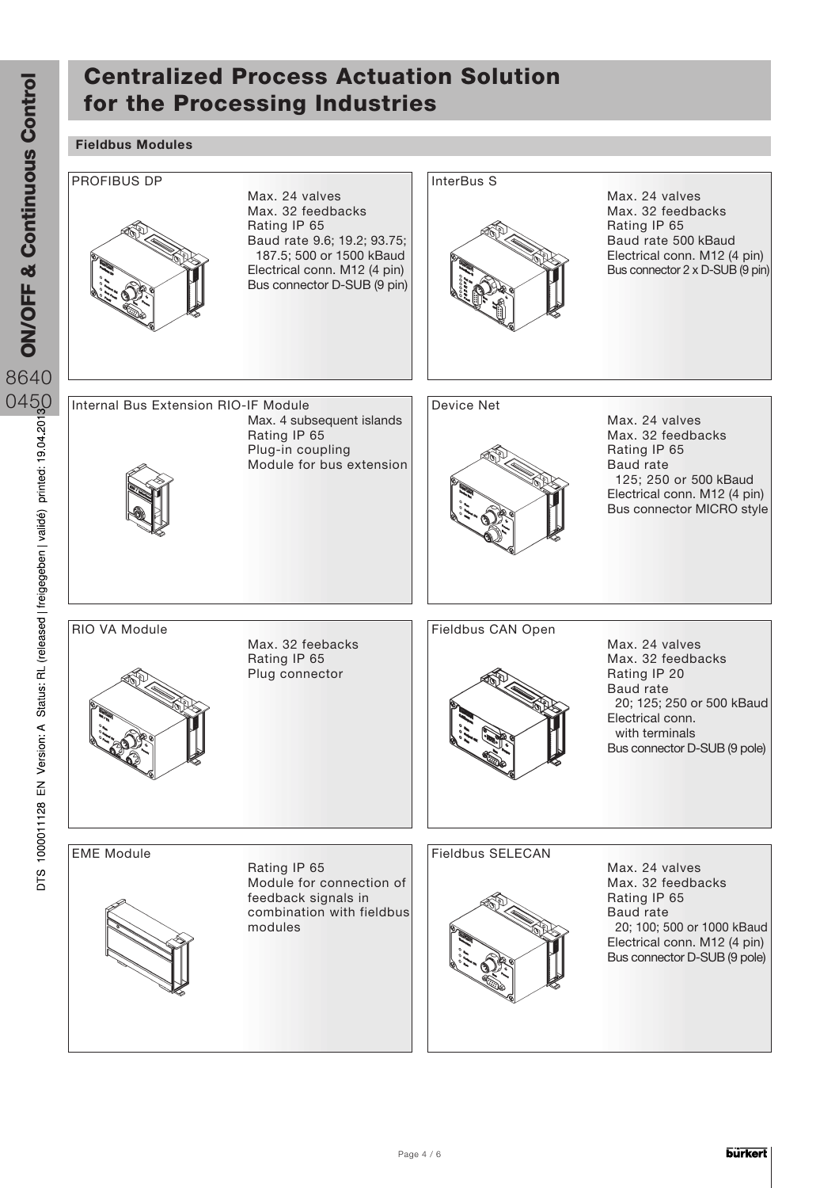# Centralized Process Actuation Solution for the Processing Industries

## Fieldbus Modules

### PROFIBUS DP

Max. 24 valves
Max. 32 feedbacks
Rating IP 65
Baud rate 9.6; 19.2; 93.75; 187.5; 500 or 1500 kBaud
Electrical conn. M12 (4 pin)
Bus connector D-SUB (9 pin)

### InterBus S

Max. 24 valves
Max. 32 feedbacks
Rating IP 65
Baud rate 500 kBaud
Electrical conn. M12 (4 pin)
Bus connector 2 x D-SUB (9 pin)

### Internal Bus Extension RIO-IF Module

Max. 4 subsequent islands
Rating IP 65
Plug-in coupling
Module for bus extension

### Device Net

Max. 24 valves
Max. 32 feedbacks
Rating IP 65
Baud rate 125; 250 or 500 kBaud
Electrical conn. M12 (4 pin)
Bus connector MICRO style

### RIO VA Module

Max. 32 feebacks
Rating IP 65
Plug connector

### Fieldbus CAN Open

Max. 24 valves
Max. 32 feedbacks
Rating IP 20
Baud rate 20; 125; 250 or 500 kBaud
Electrical conn. with terminals
Bus connector D-SUB (9 pole)

### EME Module

Rating IP 65
Module for connection of feedback signals in combination with fieldbus modules

### Fieldbus SELECAN

Max. 24 valves
Max. 32 feedbacks
Rating IP 65
Baud rate 20; 100; 500 or 1000 kBaud
Electrical conn. M12 (4 pin)
Bus connector D-SUB (9 pole)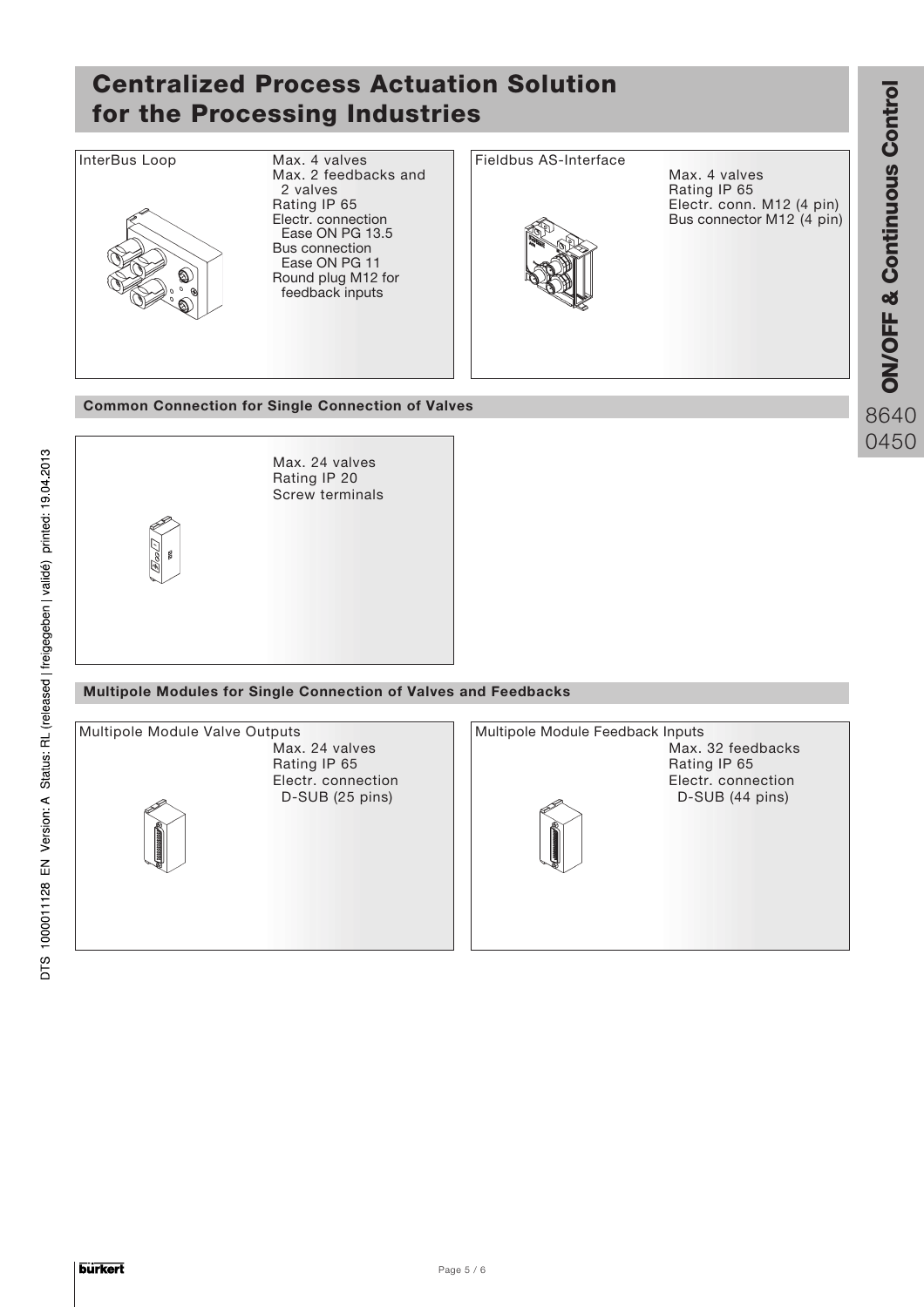# Centralized Process Actuation Solution for the Processing Industries

**InterBus Loop**

- Max. 4 valves
- Max. 2 feedbacks and 2 valves
- Rating IP 65
- Electr. connection Ease ON PG 13.5
- Bus connection Ease ON PG 11
- Round plug M12 for feedback inputs

**Fieldbus AS-Interface**

- Max. 4 valves
- Rating IP 65
- Electr. conn. M12 (4 pin)
- Bus connector M12 (4 pin)

## Common Connection for Single Connection of Valves

- Max. 24 valves
- Rating IP 20
- Screw terminals

## Multipole Modules for Single Connection of Valves and Feedbacks

**Multipole Module Valve Outputs**

- Max. 24 valves
- Rating IP 65
- Electr. connection D-SUB (25 pins)

**Multipole Module Feedback Inputs**

- Max. 32 feedbacks
- Rating IP 65
- Electr. connection D-SUB (44 pins)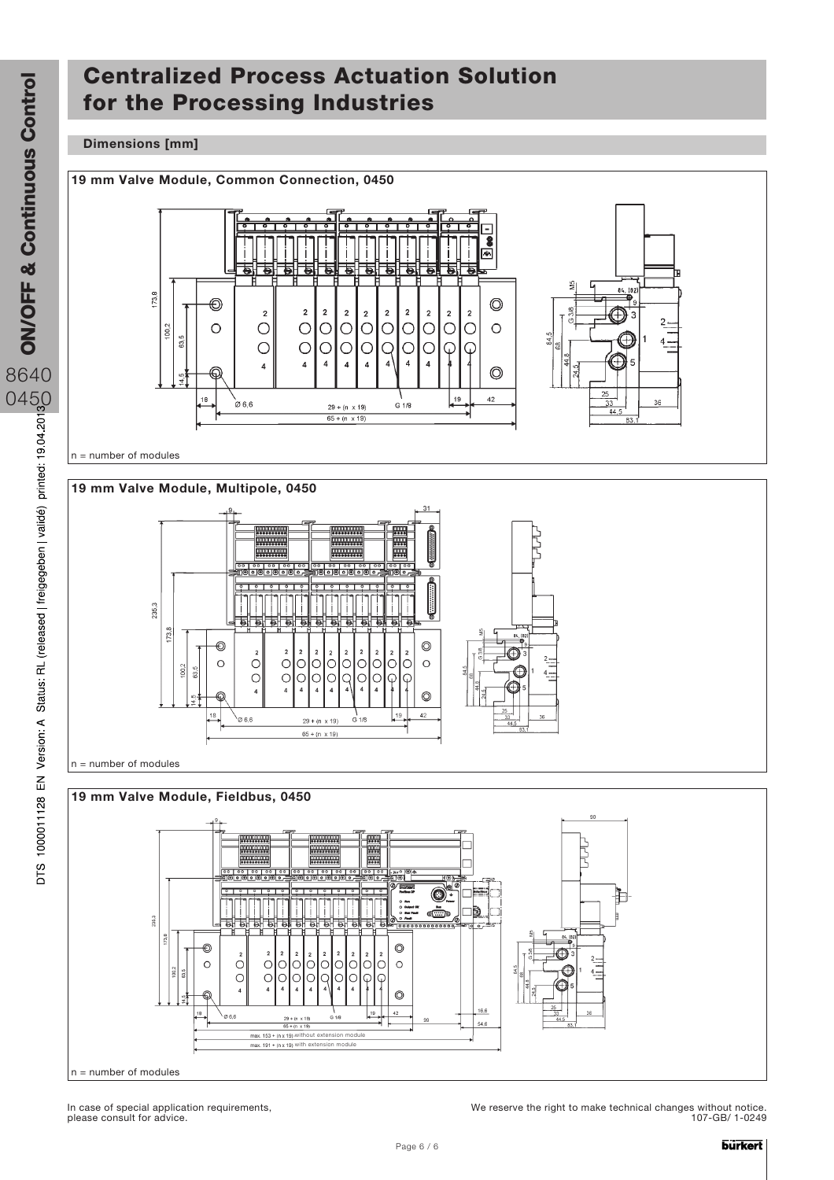# Centralized Process Actuation Solution for the Processing Industries

## Dimensions [mm]

### 19 mm Valve Module, Common Connection, 0450

173,8
100,2
63,5
14,5
18
Ø 6,6
29 + (n x 19)
G 1/8
19
42
65 + (n x 19)
M5
G 3/8
84, (82)
9
3
2
1
4
5
84,5
68
44,8
24,5
25
33
44,5
36
83,1

n = number of modules

### 19 mm Valve Module, Multipole, 0450

9
31
235,3
173,8
100,2
63,5
14,5
18
Ø 6,6
29 + (n x 19)
G 1/8
19
42
65 + (n x 19)

n = number of modules

### 19 mm Valve Module, Fieldbus, 0450

9
90
235,3
173,8
100,2
63,5
14,5
18
Ø 6,6
29 + (n x 19)
G 1/8
19
42
90
65 + (n x 19)
16,6
54,6
max. 153 + (n x 19) without extension module
max. 191 + (n x 19) with extension module

n = number of modules

In case of special application requirements, please consult for advice.

We reserve the right to make technical changes without notice.
107-GB/ 1-0249